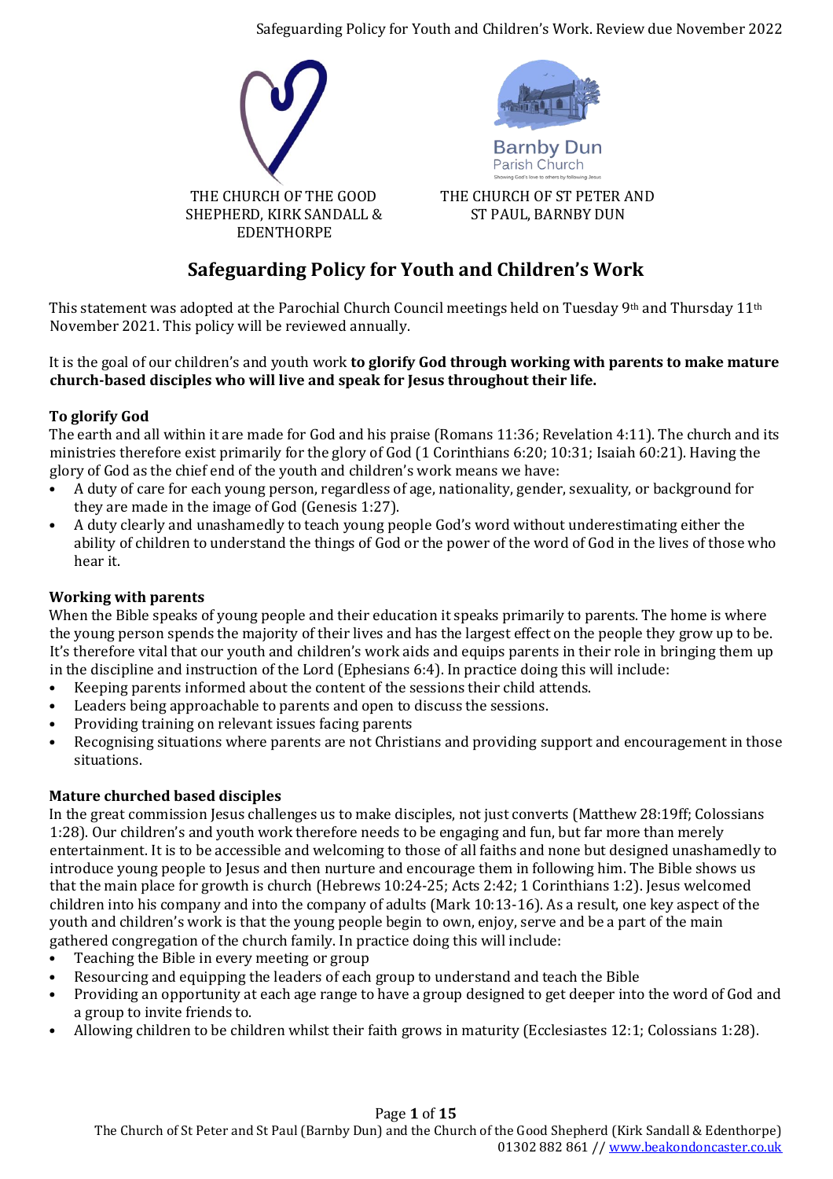THE CHURCH OF THE GOOD SHEPHERD, KIRK SANDALL & EDENTHORPE

THE CHURCH OF ST PETER AND ST PAUL, BARNBY DUN

# Safeguarding Policy for Youth and Children's Work

This statement was adopted at the Parochial Church Council meetings held on Tuesday 9th and Thursday 11th November 2021. This policy will be reviewed annually.

It is the goal of our children's and youth work **to glorify God through working with parents to make mature church-based disciples who will live and speak for Jesus throughout their life.**

### To glorify God

The earth and all within it are made for God and his praise (Romans 11:36; Revelation 4:11). The church and its ministries therefore exist primarily for the glory of God (1 Corinthians 6:20; 10:31; Isaiah 60:21). Having the glory of God as the chief end of the youth and children's work means we have:

- A duty of care for each young person, regardless of age, nationality, gender, sexuality, or background for they are made in the image of God (Genesis 1:27).
- A duty clearly and unashamedly to teach young people God's word without underestimating either the ability of children to understand the things of God or the power of the word of God in the lives of those who hear it.

### Working with parents

When the Bible speaks of young people and their education it speaks primarily to parents. The home is where the young person spends the majority of their lives and has the largest effect on the people they grow up to be. It's therefore vital that our youth and children's work aids and equips parents in their role in bringing them up in the discipline and instruction of the Lord (Ephesians 6:4). In practice doing this will include:

- Keeping parents informed about the content of the sessions their child attends.
- Leaders being approachable to parents and open to discuss the sessions.
- Providing training on relevant issues facing parents
- Recognising situations where parents are not Christians and providing support and encouragement in those situations.

### Mature churched based disciples

In the great commission Jesus challenges us to make disciples, not just converts (Matthew 28:19ff; Colossians 1:28). Our children's and youth work therefore needs to be engaging and fun, but far more than merely entertainment. It is to be accessible and welcoming to those of all faiths and none but designed unashamedly to introduce young people to Jesus and then nurture and encourage them in following him. The Bible shows us that the main place for growth is church (Hebrews 10:24-25; Acts 2:42; 1 Corinthians 1:2). Jesus welcomed children into his company and into the company of adults (Mark 10:13-16). As a result, one key aspect of the youth and children's work is that the young people begin to own, enjoy, serve and be a part of the main gathered congregation of the church family. In practice doing this will include:

- Teaching the Bible in every meeting or group
- Resourcing and equipping the leaders of each group to understand and teach the Bible
- Providing an opportunity at each age range to have a group designed to get deeper into the word of God and a group to invite friends to.
- Allowing children to be children whilst their faith grows in maturity (Ecclesiastes 12:1; Colossians 1:28).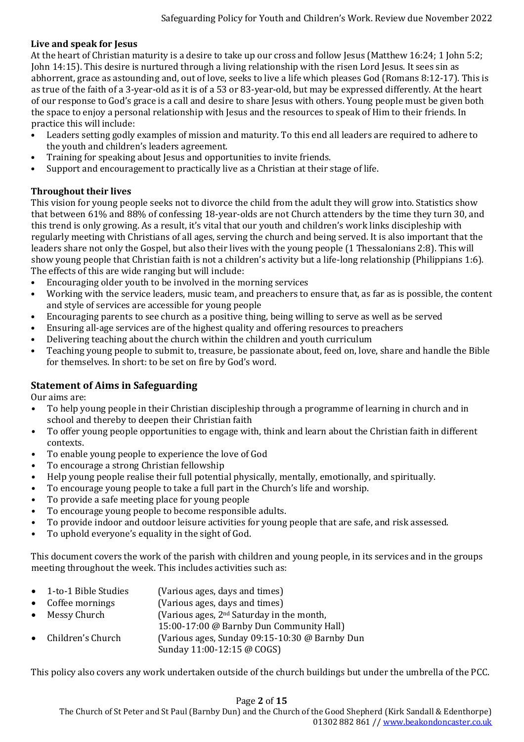**Live and speak for Jesus**

At the heart of Christian maturity is a desire to take up our cross and follow Jesus (Matthew 16:24; 1 John 5:2; John 14:15). This desire is nurtured through a living relationship with the risen Lord Jesus. It sees sin as abhorrent, grace as astounding and, out of love, seeks to live a life which pleases God (Romans 8:12-17). This is as true of the faith of a 3-year-old as it is of a 53 or 83-year-old, but may be expressed differently. At the heart of our response to God's grace is a call and desire to share Jesus with others. Young people must be given both the space to enjoy a personal relationship with Jesus and the resources to speak of Him to their friends. In practice this will include:

- Leaders setting godly examples of mission and maturity. To this end all leaders are required to adhere to the youth and children's leaders agreement.
- Training for speaking about Jesus and opportunities to invite friends.
- Support and encouragement to practically live as a Christian at their stage of life.

**Throughout their lives**

This vision for young people seeks not to divorce the child from the adult they will grow into. Statistics show that between 61% and 88% of confessing 18-year-olds are not Church attenders by the time they turn 30, and this trend is only growing. As a result, it's vital that our youth and children's work links discipleship with regularly meeting with Christians of all ages, serving the church and being served. It is also important that the leaders share not only the Gospel, but also their lives with the young people (1 Thessalonians 2:8). This will show young people that Christian faith is not a children's activity but a life-long relationship (Philippians 1:6). The effects of this are wide ranging but will include:

- Encouraging older youth to be involved in the morning services
- Working with the service leaders, music team, and preachers to ensure that, as far as is possible, the content and style of services are accessible for young people
- Encouraging parents to see church as a positive thing, being willing to serve as well as be served
- Ensuring all-age services are of the highest quality and offering resources to preachers
- Delivering teaching about the church within the children and youth curriculum
- Teaching young people to submit to, treasure, be passionate about, feed on, love, share and handle the Bible for themselves. In short: to be set on fire by God's word.

## Statement of Aims in Safeguarding

Our aims are:

- To help young people in their Christian discipleship through a programme of learning in church and in school and thereby to deepen their Christian faith
- To offer young people opportunities to engage with, think and learn about the Christian faith in different contexts.
- To enable young people to experience the love of God
- To encourage a strong Christian fellowship
- Help young people realise their full potential physically, mentally, emotionally, and spiritually.
- To encourage young people to take a full part in the Church's life and worship.
- To provide a safe meeting place for young people
- To encourage young people to become responsible adults.
- To provide indoor and outdoor leisure activities for young people that are safe, and risk assessed.
- To uphold everyone's equality in the sight of God.

This document covers the work of the parish with children and young people, in its services and in the groups meeting throughout the week. This includes activities such as:

- 1-to-1 Bible Studies (Various ages, days and times)
- Coffee mornings (Various ages, days and times)
- Messy Church (Various ages, 2nd Saturday in the month, 15:00-17:00 @ Barnby Dun Community Hall)
- Children's Church (Various ages, Sunday 09:15-10:30 @ Barnby Dun Sunday 11:00-12:15 @ COGS)

This policy also covers any work undertaken outside of the church buildings but under the umbrella of the PCC.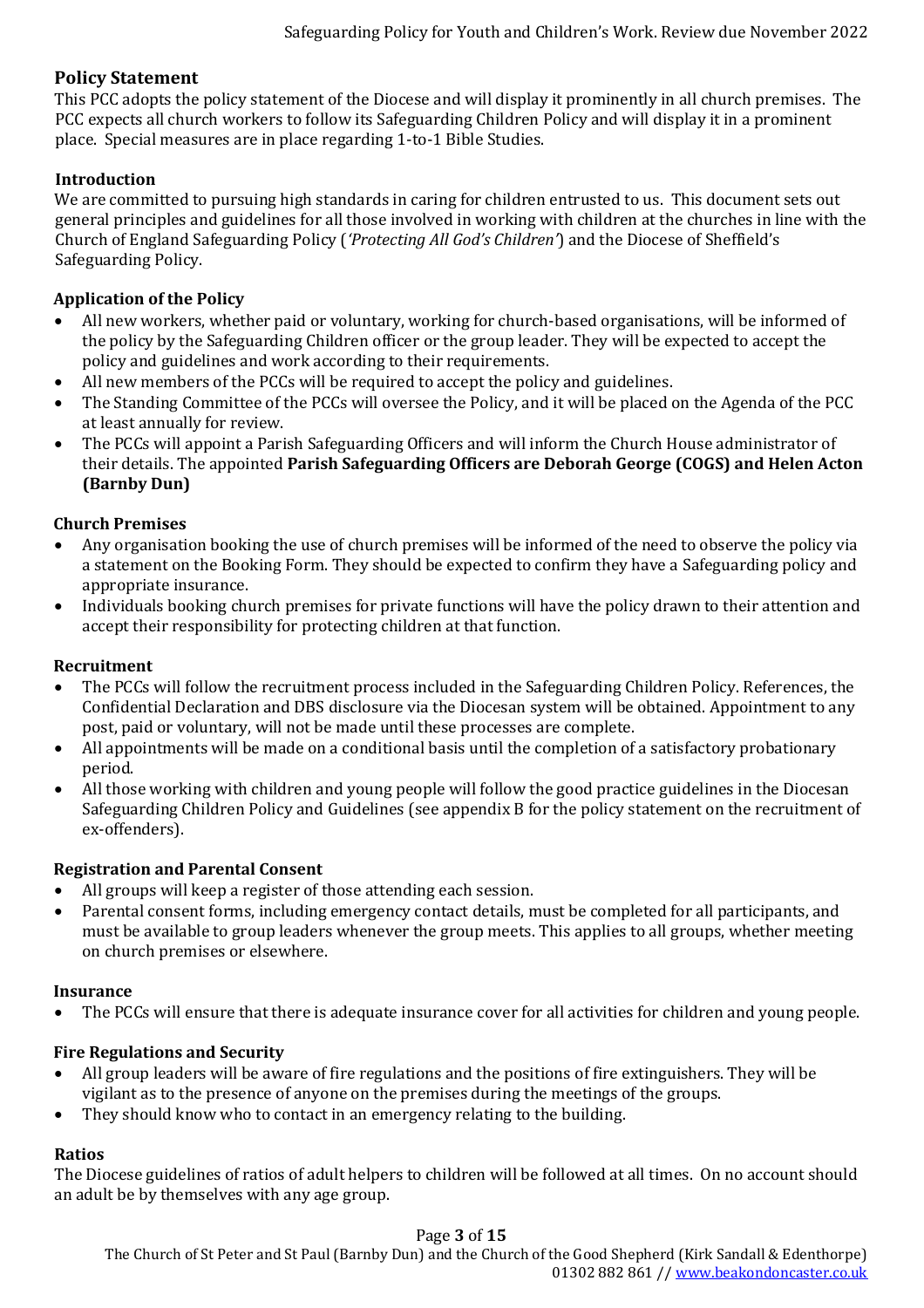## Policy Statement

This PCC adopts the policy statement of the Diocese and will display it prominently in all church premises. The PCC expects all church workers to follow its Safeguarding Children Policy and will display it in a prominent place. Special measures are in place regarding 1-to-1 Bible Studies.

### Introduction

We are committed to pursuing high standards in caring for children entrusted to us. This document sets out general principles and guidelines for all those involved in working with children at the churches in line with the Church of England Safeguarding Policy (*'Protecting All God's Children'*) and the Diocese of Sheffield's Safeguarding Policy.

### Application of the Policy

- All new workers, whether paid or voluntary, working for church-based organisations, will be informed of the policy by the Safeguarding Children officer or the group leader. They will be expected to accept the policy and guidelines and work according to their requirements.
- All new members of the PCCs will be required to accept the policy and guidelines.
- The Standing Committee of the PCCs will oversee the Policy, and it will be placed on the Agenda of the PCC at least annually for review.
- The PCCs will appoint a Parish Safeguarding Officers and will inform the Church House administrator of their details. The appointed **Parish Safeguarding Officers are Deborah George (COGS) and Helen Acton (Barnby Dun)**

### Church Premises

- Any organisation booking the use of church premises will be informed of the need to observe the policy via a statement on the Booking Form. They should be expected to confirm they have a Safeguarding policy and appropriate insurance.
- Individuals booking church premises for private functions will have the policy drawn to their attention and accept their responsibility for protecting children at that function.

### Recruitment

- The PCCs will follow the recruitment process included in the Safeguarding Children Policy. References, the Confidential Declaration and DBS disclosure via the Diocesan system will be obtained. Appointment to any post, paid or voluntary, will not be made until these processes are complete.
- All appointments will be made on a conditional basis until the completion of a satisfactory probationary period.
- All those working with children and young people will follow the good practice guidelines in the Diocesan Safeguarding Children Policy and Guidelines (see appendix B for the policy statement on the recruitment of ex-offenders).

### Registration and Parental Consent

- All groups will keep a register of those attending each session.
- Parental consent forms, including emergency contact details, must be completed for all participants, and must be available to group leaders whenever the group meets. This applies to all groups, whether meeting on church premises or elsewhere.

### Insurance

- The PCCs will ensure that there is adequate insurance cover for all activities for children and young people.

### Fire Regulations and Security

- All group leaders will be aware of fire regulations and the positions of fire extinguishers. They will be vigilant as to the presence of anyone on the premises during the meetings of the groups.
- They should know who to contact in an emergency relating to the building.

### Ratios

The Diocese guidelines of ratios of adult helpers to children will be followed at all times. On no account should an adult be by themselves with any age group.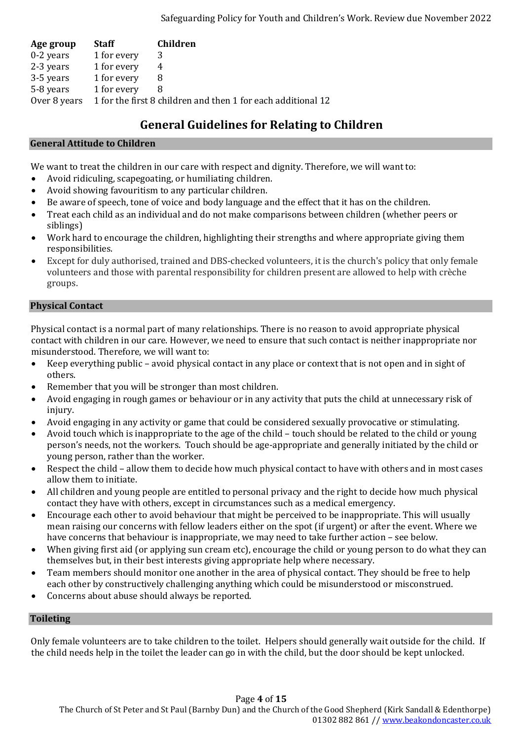| Age group | Staff | Children |
|---|---|---|
| 0-2 years | 1 for every | 3 |
| 2-3 years | 1 for every | 4 |
| 3-5 years | 1 for every | 8 |
| 5-8 years | 1 for every | 8 |
| Over 8 years | 1 for the first 8 children and then 1 for each additional 12 | |

# General Guidelines for Relating to Children

## General Attitude to Children

We want to treat the children in our care with respect and dignity. Therefore, we will want to:

- Avoid ridiculing, scapegoating, or humiliating children.
- Avoid showing favouritism to any particular children.
- Be aware of speech, tone of voice and body language and the effect that it has on the children.
- Treat each child as an individual and do not make comparisons between children (whether peers or siblings)
- Work hard to encourage the children, highlighting their strengths and where appropriate giving them responsibilities.
- Except for duly authorised, trained and DBS-checked volunteers, it is the church's policy that only female volunteers and those with parental responsibility for children present are allowed to help with crèche groups.

## Physical Contact

Physical contact is a normal part of many relationships. There is no reason to avoid appropriate physical contact with children in our care. However, we need to ensure that such contact is neither inappropriate nor misunderstood. Therefore, we will want to:

- Keep everything public – avoid physical contact in any place or context that is not open and in sight of others.
- Remember that you will be stronger than most children.
- Avoid engaging in rough games or behaviour or in any activity that puts the child at unnecessary risk of injury.
- Avoid engaging in any activity or game that could be considered sexually provocative or stimulating.
- Avoid touch which is inappropriate to the age of the child – touch should be related to the child or young person's needs, not the workers. Touch should be age-appropriate and generally initiated by the child or young person, rather than the worker.
- Respect the child – allow them to decide how much physical contact to have with others and in most cases allow them to initiate.
- All children and young people are entitled to personal privacy and the right to decide how much physical contact they have with others, except in circumstances such as a medical emergency.
- Encourage each other to avoid behaviour that might be perceived to be inappropriate. This will usually mean raising our concerns with fellow leaders either on the spot (if urgent) or after the event. Where we have concerns that behaviour is inappropriate, we may need to take further action – see below.
- When giving first aid (or applying sun cream etc), encourage the child or young person to do what they can themselves but, in their best interests giving appropriate help where necessary.
- Team members should monitor one another in the area of physical contact. They should be free to help each other by constructively challenging anything which could be misunderstood or misconstrued.
- Concerns about abuse should always be reported.

## Toileting

Only female volunteers are to take children to the toilet. Helpers should generally wait outside for the child. If the child needs help in the toilet the leader can go in with the child, but the door should be kept unlocked.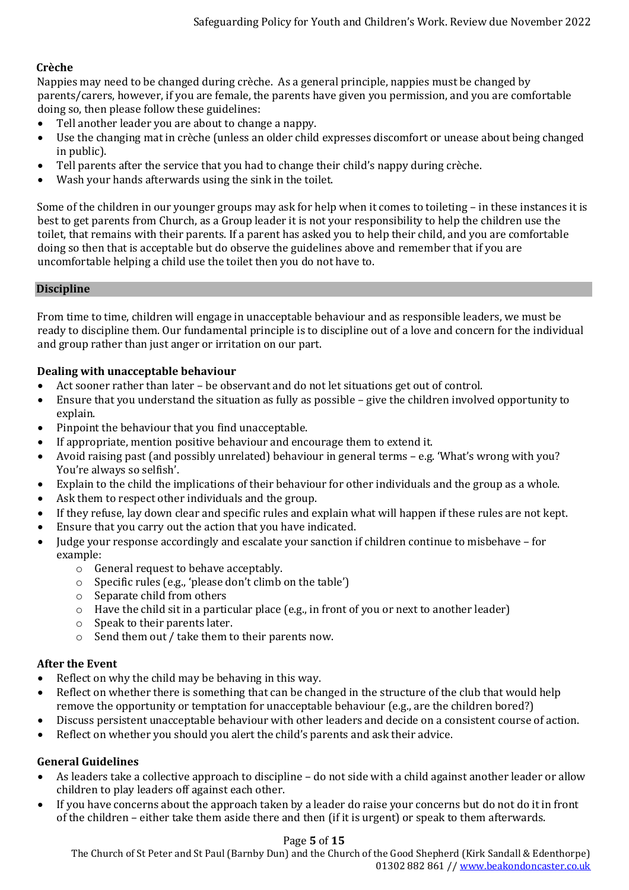**Crèche**

Nappies may need to be changed during crèche. As a general principle, nappies must be changed by parents/carers, however, if you are female, the parents have given you permission, and you are comfortable doing so, then please follow these guidelines:

- Tell another leader you are about to change a nappy.
- Use the changing mat in crèche (unless an older child expresses discomfort or unease about being changed in public).
- Tell parents after the service that you had to change their child's nappy during crèche.
- Wash your hands afterwards using the sink in the toilet.

Some of the children in our younger groups may ask for help when it comes to toileting – in these instances it is best to get parents from Church, as a Group leader it is not your responsibility to help the children use the toilet, that remains with their parents. If a parent has asked you to help their child, and you are comfortable doing so then that is acceptable but do observe the guidelines above and remember that if you are uncomfortable helping a child use the toilet then you do not have to.

## Discipline

From time to time, children will engage in unacceptable behaviour and as responsible leaders, we must be ready to discipline them. Our fundamental principle is to discipline out of a love and concern for the individual and group rather than just anger or irritation on our part.

### Dealing with unacceptable behaviour

- Act sooner rather than later – be observant and do not let situations get out of control.
- Ensure that you understand the situation as fully as possible – give the children involved opportunity to explain.
- Pinpoint the behaviour that you find unacceptable.
- If appropriate, mention positive behaviour and encourage them to extend it.
- Avoid raising past (and possibly unrelated) behaviour in general terms – e.g. 'What's wrong with you? You're always so selfish'.
- Explain to the child the implications of their behaviour for other individuals and the group as a whole.
- Ask them to respect other individuals and the group.
- If they refuse, lay down clear and specific rules and explain what will happen if these rules are not kept.
- Ensure that you carry out the action that you have indicated.
- Judge your response accordingly and escalate your sanction if children continue to misbehave – for example:
    - General request to behave acceptably.
    - Specific rules (e.g., 'please don't climb on the table')
    - Separate child from others
    - Have the child sit in a particular place (e.g., in front of you or next to another leader)
    - Speak to their parents later.
    - Send them out / take them to their parents now.

### After the Event

- Reflect on why the child may be behaving in this way.
- Reflect on whether there is something that can be changed in the structure of the club that would help remove the opportunity or temptation for unacceptable behaviour (e.g., are the children bored?)
- Discuss persistent unacceptable behaviour with other leaders and decide on a consistent course of action.
- Reflect on whether you should you alert the child's parents and ask their advice.

### General Guidelines

- As leaders take a collective approach to discipline – do not side with a child against another leader or allow children to play leaders off against each other.
- If you have concerns about the approach taken by a leader do raise your concerns but do not do it in front of the children – either take them aside there and then (if it is urgent) or speak to them afterwards.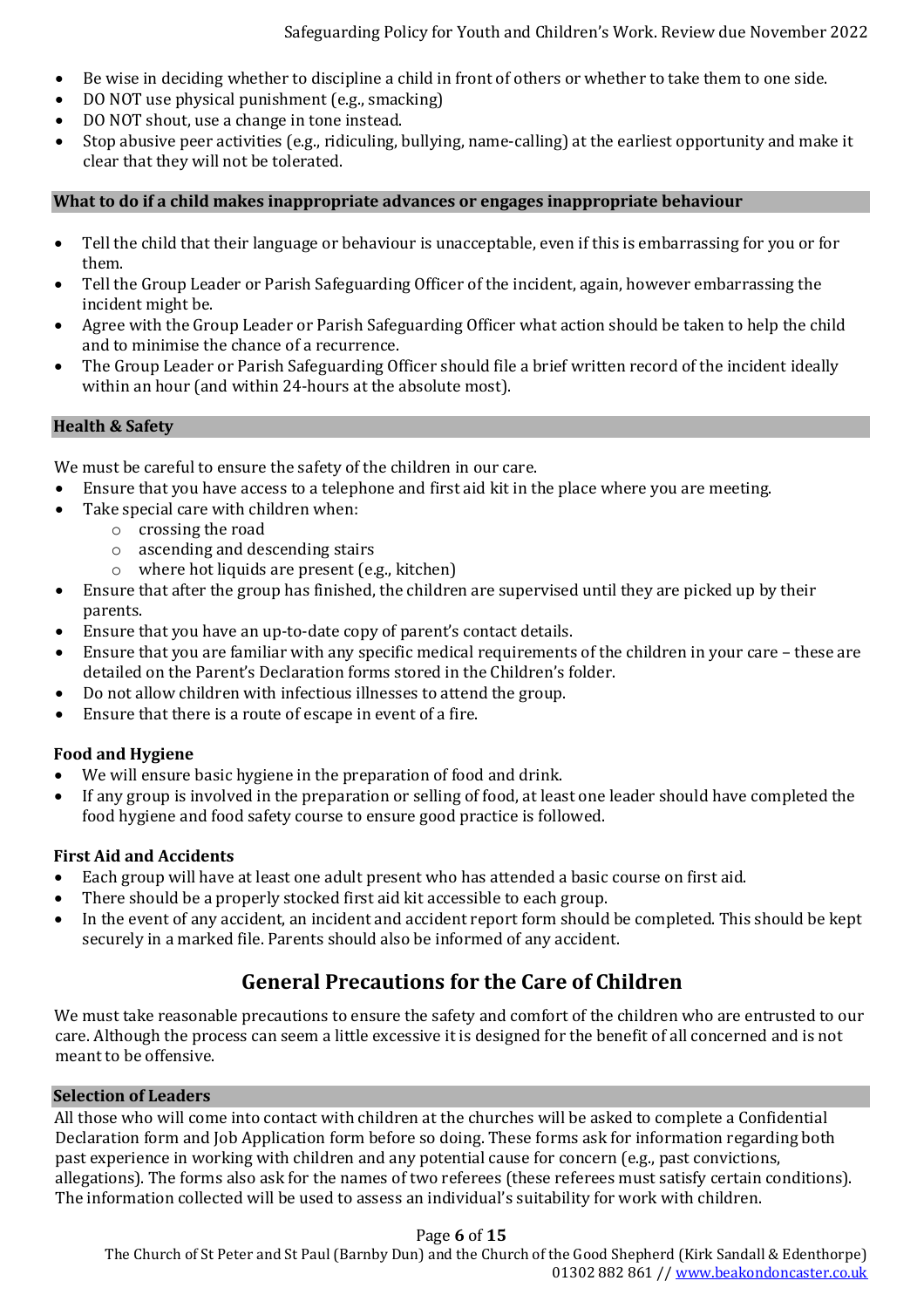- Be wise in deciding whether to discipline a child in front of others or whether to take them to one side.
- DO NOT use physical punishment (e.g., smacking)
- DO NOT shout, use a change in tone instead.
- Stop abusive peer activities (e.g., ridiculing, bullying, name-calling) at the earliest opportunity and make it clear that they will not be tolerated.

### What to do if a child makes inappropriate advances or engages inappropriate behaviour

- Tell the child that their language or behaviour is unacceptable, even if this is embarrassing for you or for them.
- Tell the Group Leader or Parish Safeguarding Officer of the incident, again, however embarrassing the incident might be.
- Agree with the Group Leader or Parish Safeguarding Officer what action should be taken to help the child and to minimise the chance of a recurrence.
- The Group Leader or Parish Safeguarding Officer should file a brief written record of the incident ideally within an hour (and within 24-hours at the absolute most).

### Health & Safety

We must be careful to ensure the safety of the children in our care.

- Ensure that you have access to a telephone and first aid kit in the place where you are meeting.
- Take special care with children when:
  - crossing the road
  - ascending and descending stairs
  - where hot liquids are present (e.g., kitchen)
- Ensure that after the group has finished, the children are supervised until they are picked up by their parents.
- Ensure that you have an up-to-date copy of parent's contact details.
- Ensure that you are familiar with any specific medical requirements of the children in your care – these are detailed on the Parent's Declaration forms stored in the Children's folder.
- Do not allow children with infectious illnesses to attend the group.
- Ensure that there is a route of escape in event of a fire.

**Food and Hygiene**

- We will ensure basic hygiene in the preparation of food and drink.
- If any group is involved in the preparation or selling of food, at least one leader should have completed the food hygiene and food safety course to ensure good practice is followed.

**First Aid and Accidents**

- Each group will have at least one adult present who has attended a basic course on first aid.
- There should be a properly stocked first aid kit accessible to each group.
- In the event of any accident, an incident and accident report form should be completed. This should be kept securely in a marked file. Parents should also be informed of any accident.

## General Precautions for the Care of Children

We must take reasonable precautions to ensure the safety and comfort of the children who are entrusted to our care. Although the process can seem a little excessive it is designed for the benefit of all concerned and is not meant to be offensive.

### Selection of Leaders

All those who will come into contact with children at the churches will be asked to complete a Confidential Declaration form and Job Application form before so doing. These forms ask for information regarding both past experience in working with children and any potential cause for concern (e.g., past convictions, allegations). The forms also ask for the names of two referees (these referees must satisfy certain conditions). The information collected will be used to assess an individual's suitability for work with children.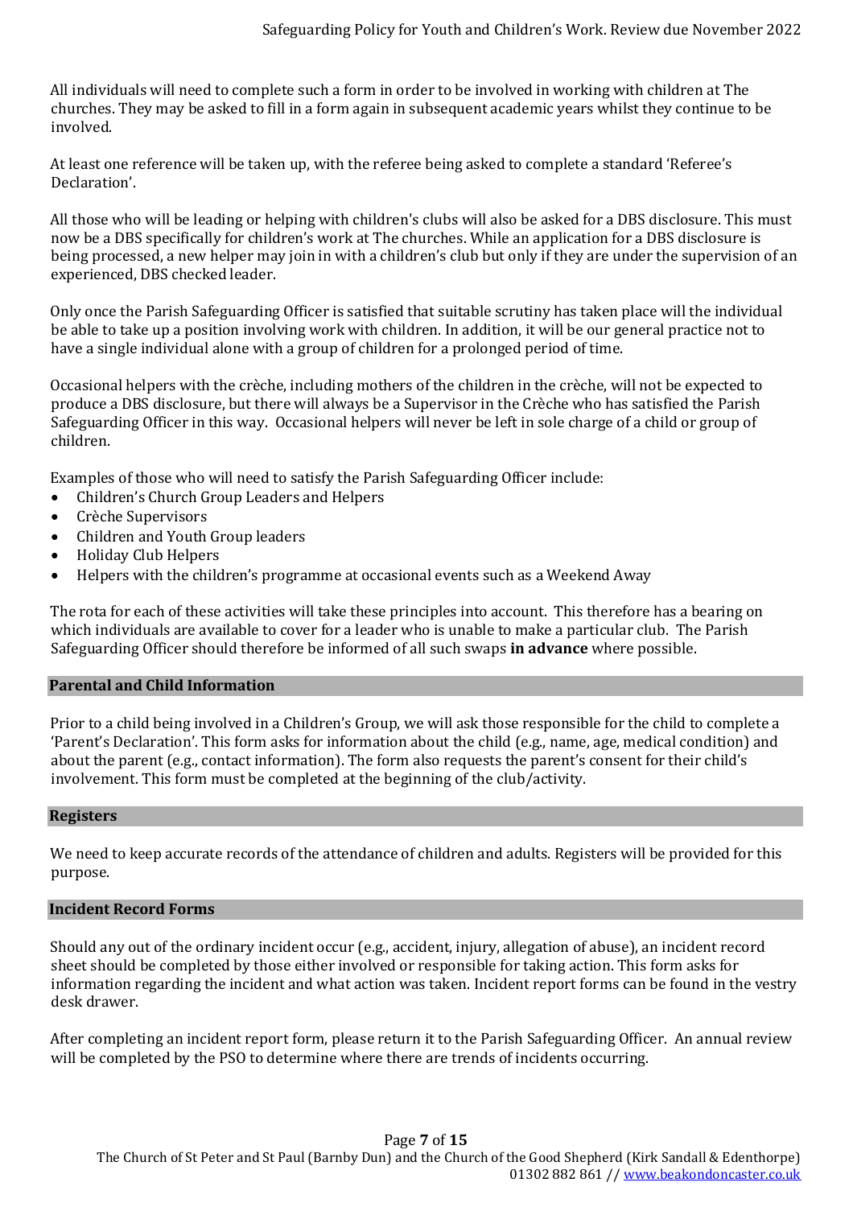All individuals will need to complete such a form in order to be involved in working with children at The churches. They may be asked to fill in a form again in subsequent academic years whilst they continue to be involved.

At least one reference will be taken up, with the referee being asked to complete a standard 'Referee's Declaration'.

All those who will be leading or helping with children's clubs will also be asked for a DBS disclosure. This must now be a DBS specifically for children's work at The churches. While an application for a DBS disclosure is being processed, a new helper may join in with a children's club but only if they are under the supervision of an experienced, DBS checked leader.

Only once the Parish Safeguarding Officer is satisfied that suitable scrutiny has taken place will the individual be able to take up a position involving work with children. In addition, it will be our general practice not to have a single individual alone with a group of children for a prolonged period of time.

Occasional helpers with the crèche, including mothers of the children in the crèche, will not be expected to produce a DBS disclosure, but there will always be a Supervisor in the Crèche who has satisfied the Parish Safeguarding Officer in this way. Occasional helpers will never be left in sole charge of a child or group of children.

Examples of those who will need to satisfy the Parish Safeguarding Officer include:

- Children's Church Group Leaders and Helpers
- Crèche Supervisors
- Children and Youth Group leaders
- Holiday Club Helpers
- Helpers with the children's programme at occasional events such as a Weekend Away

The rota for each of these activities will take these principles into account. This therefore has a bearing on which individuals are available to cover for a leader who is unable to make a particular club. The Parish Safeguarding Officer should therefore be informed of all such swaps **in advance** where possible.

## Parental and Child Information

Prior to a child being involved in a Children's Group, we will ask those responsible for the child to complete a 'Parent's Declaration'. This form asks for information about the child (e.g., name, age, medical condition) and about the parent (e.g., contact information). The form also requests the parent's consent for their child's involvement. This form must be completed at the beginning of the club/activity.

## Registers

We need to keep accurate records of the attendance of children and adults. Registers will be provided for this purpose.

## Incident Record Forms

Should any out of the ordinary incident occur (e.g., accident, injury, allegation of abuse), an incident record sheet should be completed by those either involved or responsible for taking action. This form asks for information regarding the incident and what action was taken. Incident report forms can be found in the vestry desk drawer.

After completing an incident report form, please return it to the Parish Safeguarding Officer. An annual review will be completed by the PSO to determine where there are trends of incidents occurring.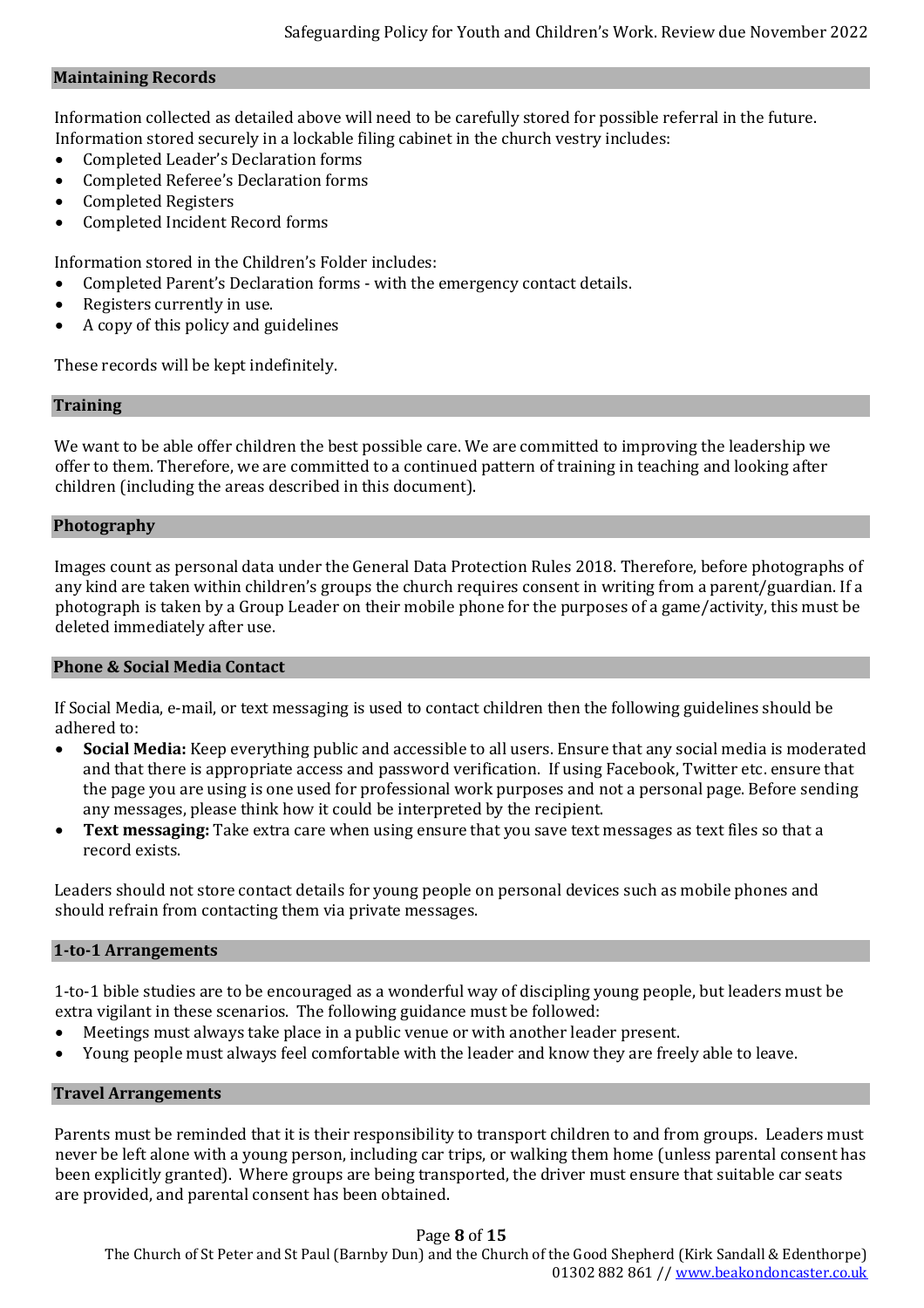## Maintaining Records

Information collected as detailed above will need to be carefully stored for possible referral in the future. Information stored securely in a lockable filing cabinet in the church vestry includes:

- Completed Leader's Declaration forms
- Completed Referee's Declaration forms
- Completed Registers
- Completed Incident Record forms

Information stored in the Children's Folder includes:

- Completed Parent's Declaration forms - with the emergency contact details.
- Registers currently in use.
- A copy of this policy and guidelines

These records will be kept indefinitely.

## Training

We want to be able offer children the best possible care. We are committed to improving the leadership we offer to them. Therefore, we are committed to a continued pattern of training in teaching and looking after children (including the areas described in this document).

## Photography

Images count as personal data under the General Data Protection Rules 2018. Therefore, before photographs of any kind are taken within children's groups the church requires consent in writing from a parent/guardian. If a photograph is taken by a Group Leader on their mobile phone for the purposes of a game/activity, this must be deleted immediately after use.

## Phone & Social Media Contact

If Social Media, e-mail, or text messaging is used to contact children then the following guidelines should be adhered to:

- **Social Media:** Keep everything public and accessible to all users. Ensure that any social media is moderated and that there is appropriate access and password verification. If using Facebook, Twitter etc. ensure that the page you are using is one used for professional work purposes and not a personal page. Before sending any messages, please think how it could be interpreted by the recipient.
- **Text messaging:** Take extra care when using ensure that you save text messages as text files so that a record exists.

Leaders should not store contact details for young people on personal devices such as mobile phones and should refrain from contacting them via private messages.

## 1-to-1 Arrangements

1-to-1 bible studies are to be encouraged as a wonderful way of discipling young people, but leaders must be extra vigilant in these scenarios. The following guidance must be followed:

- Meetings must always take place in a public venue or with another leader present.
- Young people must always feel comfortable with the leader and know they are freely able to leave.

## Travel Arrangements

Parents must be reminded that it is their responsibility to transport children to and from groups. Leaders must never be left alone with a young person, including car trips, or walking them home (unless parental consent has been explicitly granted). Where groups are being transported, the driver must ensure that suitable car seats are provided, and parental consent has been obtained.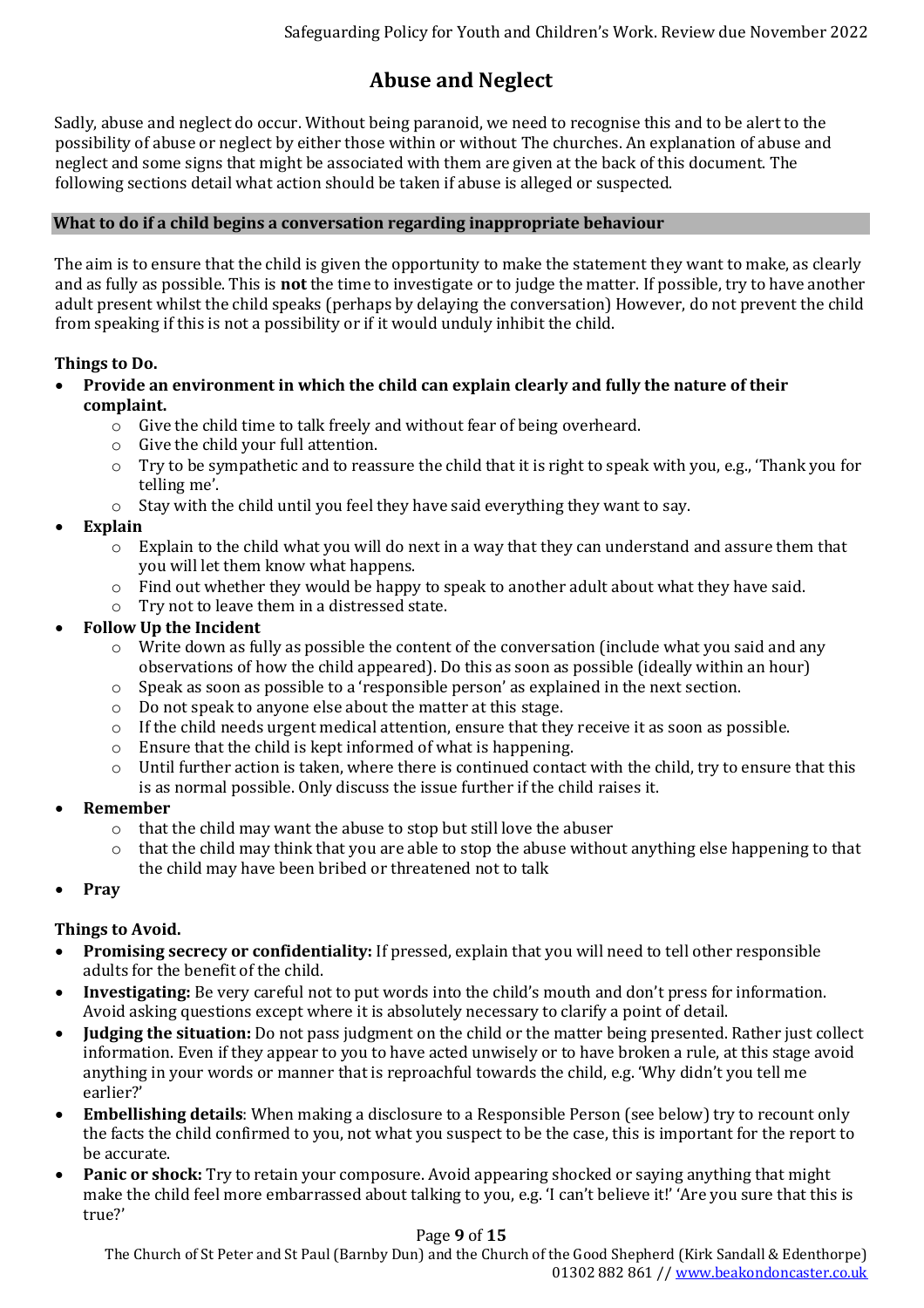# Abuse and Neglect

Sadly, abuse and neglect do occur. Without being paranoid, we need to recognise this and to be alert to the possibility of abuse or neglect by either those within or without The churches. An explanation of abuse and neglect and some signs that might be associated with them are given at the back of this document. The following sections detail what action should be taken if abuse is alleged or suspected.

## What to do if a child begins a conversation regarding inappropriate behaviour

The aim is to ensure that the child is given the opportunity to make the statement they want to make, as clearly and as fully as possible. This is **not** the time to investigate or to judge the matter. If possible, try to have another adult present whilst the child speaks (perhaps by delaying the conversation) However, do not prevent the child from speaking if this is not a possibility or if it would unduly inhibit the child.

**Things to Do.**

- **Provide an environment in which the child can explain clearly and fully the nature of their complaint.**
  - Give the child time to talk freely and without fear of being overheard.
  - Give the child your full attention.
  - Try to be sympathetic and to reassure the child that it is right to speak with you, e.g., 'Thank you for telling me'.
  - Stay with the child until you feel they have said everything they want to say.
- **Explain**
  - Explain to the child what you will do next in a way that they can understand and assure them that you will let them know what happens.
  - Find out whether they would be happy to speak to another adult about what they have said.
  - Try not to leave them in a distressed state.
- **Follow Up the Incident**
  - Write down as fully as possible the content of the conversation (include what you said and any observations of how the child appeared). Do this as soon as possible (ideally within an hour)
  - Speak as soon as possible to a 'responsible person' as explained in the next section.
  - Do not speak to anyone else about the matter at this stage.
  - If the child needs urgent medical attention, ensure that they receive it as soon as possible.
  - Ensure that the child is kept informed of what is happening.
  - Until further action is taken, where there is continued contact with the child, try to ensure that this is as normal possible. Only discuss the issue further if the child raises it.
- **Remember**
  - that the child may want the abuse to stop but still love the abuser
  - that the child may think that you are able to stop the abuse without anything else happening to that the child may have been bribed or threatened not to talk
- **Pray**

**Things to Avoid.**

- **Promising secrecy or confidentiality:** If pressed, explain that you will need to tell other responsible adults for the benefit of the child.
- **Investigating:** Be very careful not to put words into the child's mouth and don't press for information. Avoid asking questions except where it is absolutely necessary to clarify a point of detail.
- **Judging the situation:** Do not pass judgment on the child or the matter being presented. Rather just collect information. Even if they appear to you to have acted unwisely or to have broken a rule, at this stage avoid anything in your words or manner that is reproachful towards the child, e.g. 'Why didn't you tell me earlier?'
- **Embellishing details**: When making a disclosure to a Responsible Person (see below) try to recount only the facts the child confirmed to you, not what you suspect to be the case, this is important for the report to be accurate.
- **Panic or shock:** Try to retain your composure. Avoid appearing shocked or saying anything that might make the child feel more embarrassed about talking to you, e.g. 'I can't believe it!' 'Are you sure that this is true?'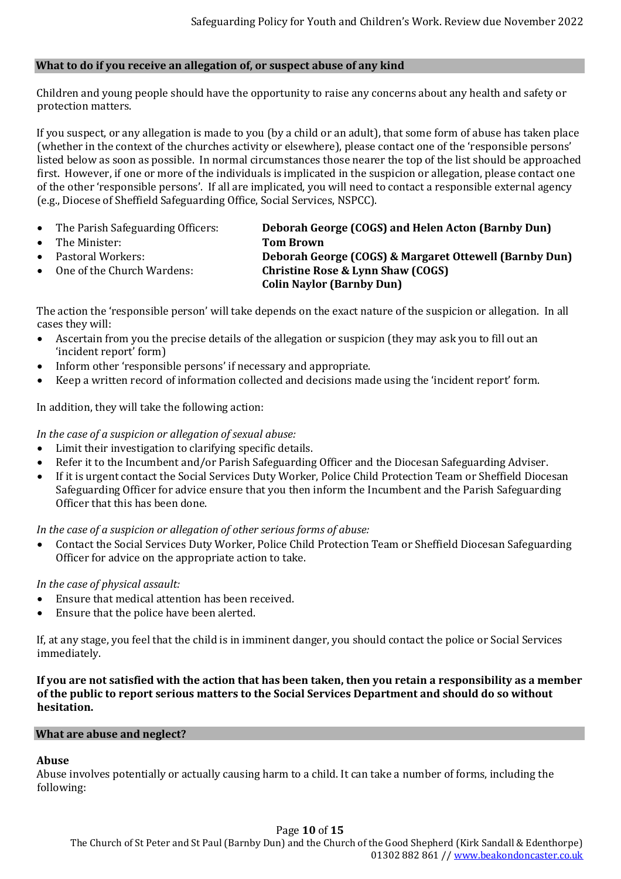## What to do if you receive an allegation of, or suspect abuse of any kind

Children and young people should have the opportunity to raise any concerns about any health and safety or protection matters.

If you suspect, or any allegation is made to you (by a child or an adult), that some form of abuse has taken place (whether in the context of the churches activity or elsewhere), please contact one of the 'responsible persons' listed below as soon as possible. In normal circumstances those nearer the top of the list should be approached first. However, if one or more of the individuals is implicated in the suspicion or allegation, please contact one of the other 'responsible persons'. If all are implicated, you will need to contact a responsible external agency (e.g., Diocese of Sheffield Safeguarding Office, Social Services, NSPCC).

- The Parish Safeguarding Officers: **Deborah George (COGS) and Helen Acton (Barnby Dun)**
- The Minister: **Tom Brown**
- Pastoral Workers: **Deborah George (COGS) & Margaret Ottewell (Barnby Dun)**
- One of the Church Wardens: **Christine Rose & Lynn Shaw (COGS)** **Colin Naylor (Barnby Dun)**

The action the 'responsible person' will take depends on the exact nature of the suspicion or allegation. In all cases they will:

- Ascertain from you the precise details of the allegation or suspicion (they may ask you to fill out an 'incident report' form)
- Inform other 'responsible persons' if necessary and appropriate.
- Keep a written record of information collected and decisions made using the 'incident report' form.

In addition, they will take the following action:

*In the case of a suspicion or allegation of sexual abuse:*

- Limit their investigation to clarifying specific details.
- Refer it to the Incumbent and/or Parish Safeguarding Officer and the Diocesan Safeguarding Adviser.
- If it is urgent contact the Social Services Duty Worker, Police Child Protection Team or Sheffield Diocesan Safeguarding Officer for advice ensure that you then inform the Incumbent and the Parish Safeguarding Officer that this has been done.

*In the case of a suspicion or allegation of other serious forms of abuse:*

- Contact the Social Services Duty Worker, Police Child Protection Team or Sheffield Diocesan Safeguarding Officer for advice on the appropriate action to take.

*In the case of physical assault:*

- Ensure that medical attention has been received.
- Ensure that the police have been alerted.

If, at any stage, you feel that the child is in imminent danger, you should contact the police or Social Services immediately.

**If you are not satisfied with the action that has been taken, then you retain a responsibility as a member of the public to report serious matters to the Social Services Department and should do so without hesitation.**

## What are abuse and neglect?

**Abuse**

Abuse involves potentially or actually causing harm to a child. It can take a number of forms, including the following: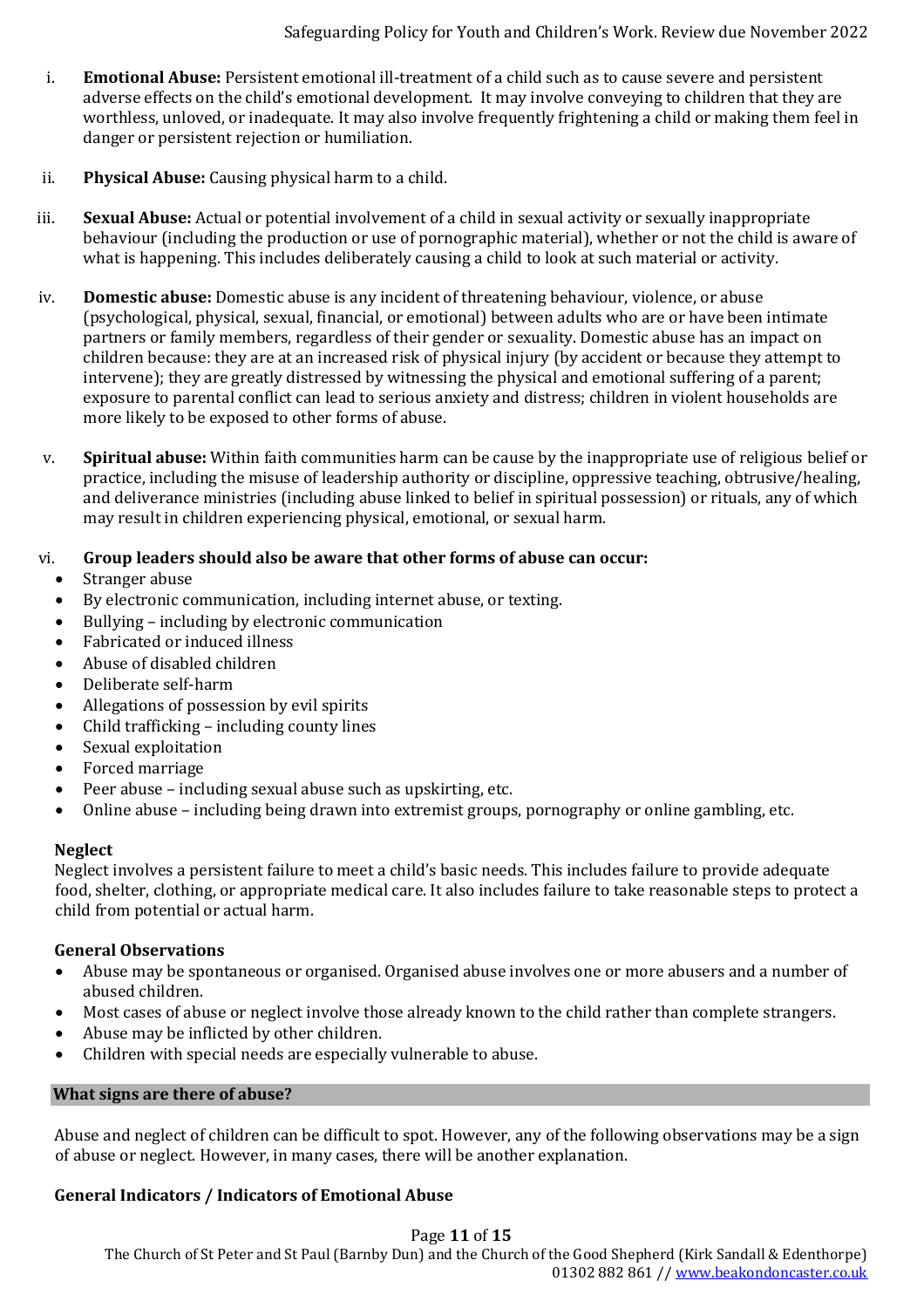i. **Emotional Abuse:** Persistent emotional ill-treatment of a child such as to cause severe and persistent adverse effects on the child's emotional development. It may involve conveying to children that they are worthless, unloved, or inadequate. It may also involve frequently frightening a child or making them feel in danger or persistent rejection or humiliation.

ii. **Physical Abuse:** Causing physical harm to a child.

iii. **Sexual Abuse:** Actual or potential involvement of a child in sexual activity or sexually inappropriate behaviour (including the production or use of pornographic material), whether or not the child is aware of what is happening. This includes deliberately causing a child to look at such material or activity.

iv. **Domestic abuse:** Domestic abuse is any incident of threatening behaviour, violence, or abuse (psychological, physical, sexual, financial, or emotional) between adults who are or have been intimate partners or family members, regardless of their gender or sexuality. Domestic abuse has an impact on children because: they are at an increased risk of physical injury (by accident or because they attempt to intervene); they are greatly distressed by witnessing the physical and emotional suffering of a parent; exposure to parental conflict can lead to serious anxiety and distress; children in violent households are more likely to be exposed to other forms of abuse.

v. **Spiritual abuse:** Within faith communities harm can be cause by the inappropriate use of religious belief or practice, including the misuse of leadership authority or discipline, oppressive teaching, obtrusive/healing, and deliverance ministries (including abuse linked to belief in spiritual possession) or rituals, any of which may result in children experiencing physical, emotional, or sexual harm.

vi. **Group leaders should also be aware that other forms of abuse can occur:**

- Stranger abuse
- By electronic communication, including internet abuse, or texting.
- Bullying – including by electronic communication
- Fabricated or induced illness
- Abuse of disabled children
- Deliberate self-harm
- Allegations of possession by evil spirits
- Child trafficking – including county lines
- Sexual exploitation
- Forced marriage
- Peer abuse – including sexual abuse such as upskirting, etc.
- Online abuse – including being drawn into extremist groups, pornography or online gambling, etc.

**Neglect**

Neglect involves a persistent failure to meet a child's basic needs. This includes failure to provide adequate food, shelter, clothing, or appropriate medical care. It also includes failure to take reasonable steps to protect a child from potential or actual harm.

**General Observations**

- Abuse may be spontaneous or organised. Organised abuse involves one or more abusers and a number of abused children.
- Most cases of abuse or neglect involve those already known to the child rather than complete strangers.
- Abuse may be inflicted by other children.
- Children with special needs are especially vulnerable to abuse.

## What signs are there of abuse?

Abuse and neglect of children can be difficult to spot. However, any of the following observations may be a sign of abuse or neglect. However, in many cases, there will be another explanation.

**General Indicators / Indicators of Emotional Abuse**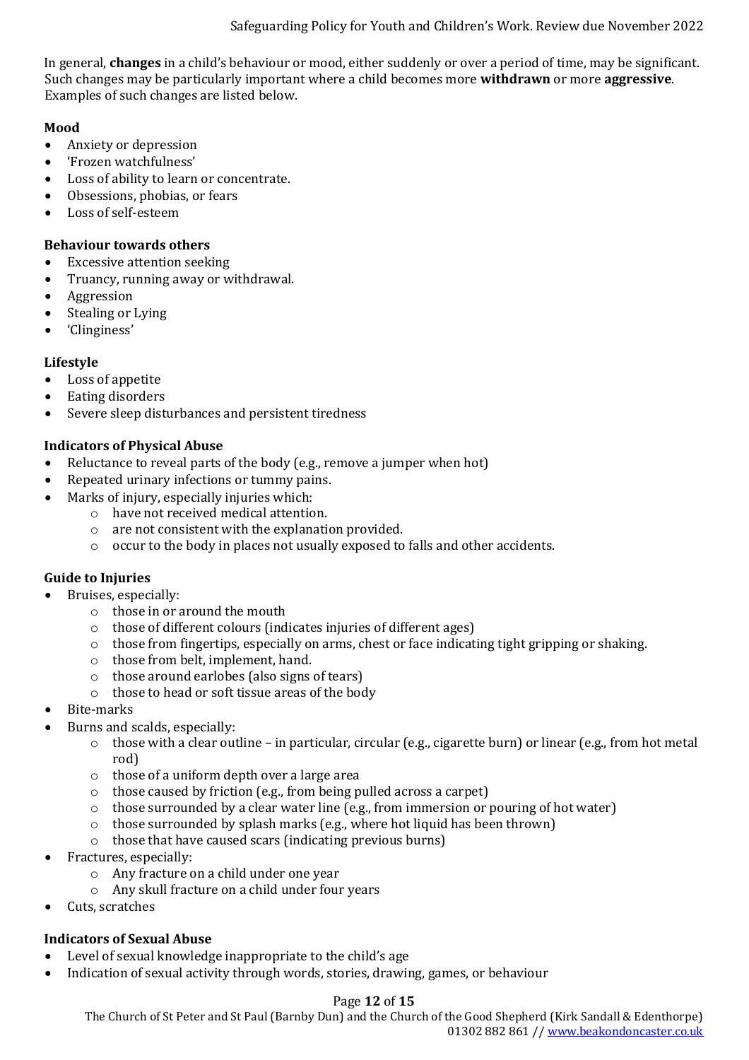In general, **changes** in a child's behaviour or mood, either suddenly or over a period of time, may be significant. Such changes may be particularly important where a child becomes more **withdrawn** or more **aggressive**. Examples of such changes are listed below.

**Mood**

- Anxiety or depression
- 'Frozen watchfulness'
- Loss of ability to learn or concentrate.
- Obsessions, phobias, or fears
- Loss of self-esteem

**Behaviour towards others**

- Excessive attention seeking
- Truancy, running away or withdrawal.
- Aggression
- Stealing or Lying
- 'Clinginess'

**Lifestyle**

- Loss of appetite
- Eating disorders
- Severe sleep disturbances and persistent tiredness

**Indicators of Physical Abuse**

- Reluctance to reveal parts of the body (e.g., remove a jumper when hot)
- Repeated urinary infections or tummy pains.
- Marks of injury, especially injuries which:
  - have not received medical attention.
  - are not consistent with the explanation provided.
  - occur to the body in places not usually exposed to falls and other accidents.

**Guide to Injuries**

- Bruises, especially:
  - those in or around the mouth
  - those of different colours (indicates injuries of different ages)
  - those from fingertips, especially on arms, chest or face indicating tight gripping or shaking.
  - those from belt, implement, hand.
  - those around earlobes (also signs of tears)
  - those to head or soft tissue areas of the body
- Bite-marks
- Burns and scalds, especially:
  - those with a clear outline – in particular, circular (e.g., cigarette burn) or linear (e.g., from hot metal rod)
  - those of a uniform depth over a large area
  - those caused by friction (e.g., from being pulled across a carpet)
  - those surrounded by a clear water line (e.g., from immersion or pouring of hot water)
  - those surrounded by splash marks (e.g., where hot liquid has been thrown)
  - those that have caused scars (indicating previous burns)
- Fractures, especially:
  - Any fracture on a child under one year
  - Any skull fracture on a child under four years
- Cuts, scratches

**Indicators of Sexual Abuse**

- Level of sexual knowledge inappropriate to the child's age
- Indication of sexual activity through words, stories, drawing, games, or behaviour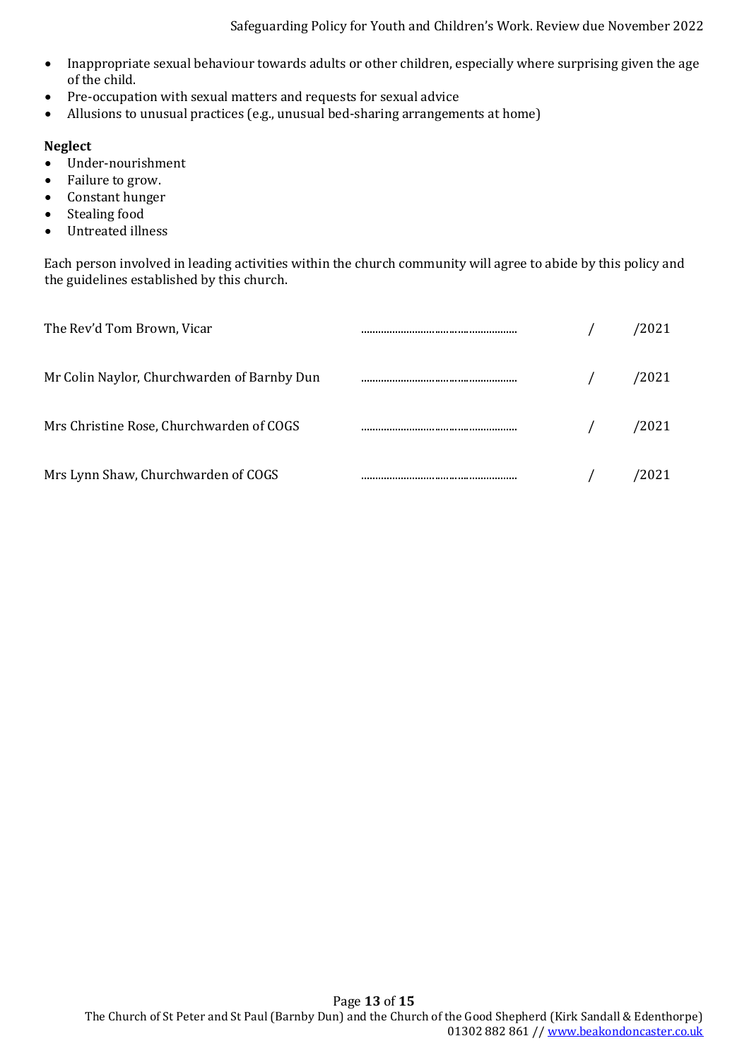- Inappropriate sexual behaviour towards adults or other children, especially where surprising given the age of the child.
- Pre-occupation with sexual matters and requests for sexual advice
- Allusions to unusual practices (e.g., unusual bed-sharing arrangements at home)

**Neglect**

- Under-nourishment
- Failure to grow.
- Constant hunger
- Stealing food
- Untreated illness

Each person involved in leading activities within the church community will agree to abide by this policy and the guidelines established by this church.

| | | |
|---|---|---|
| The Rev'd Tom Brown, Vicar | .................................................. | / /2021 |
| Mr Colin Naylor, Churchwarden of Barnby Dun | .................................................. | / /2021 |
| Mrs Christine Rose, Churchwarden of COGS | .................................................. | / /2021 |
| Mrs Lynn Shaw, Churchwarden of COGS | .................................................. | / /2021 |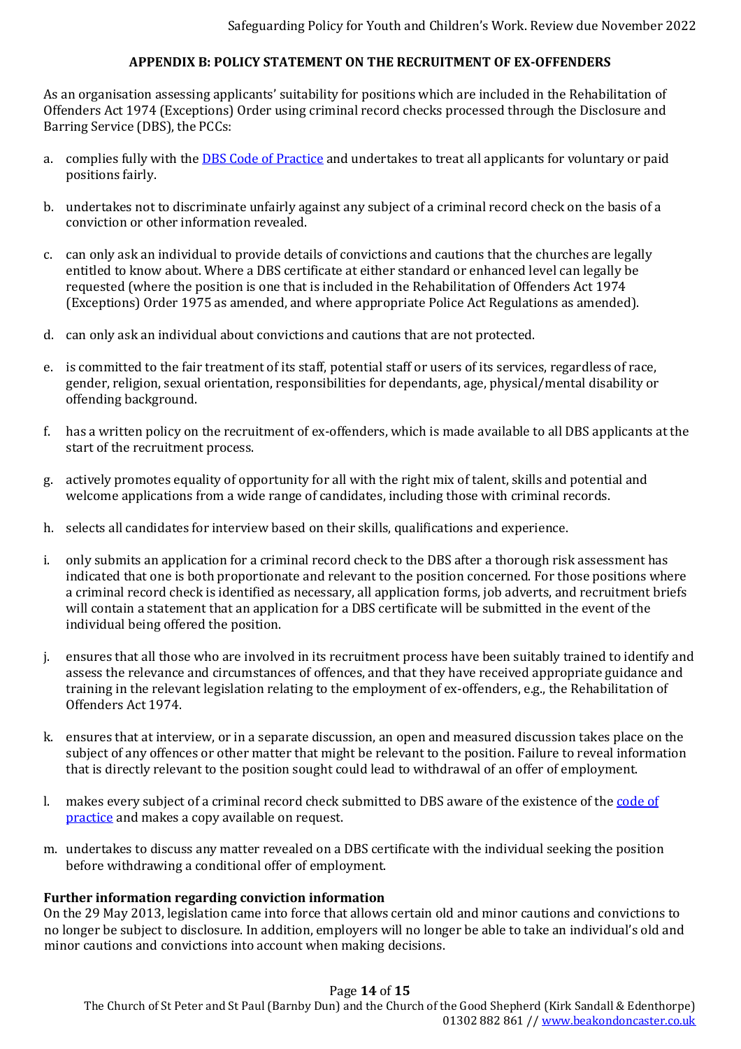## APPENDIX B: POLICY STATEMENT ON THE RECRUITMENT OF EX-OFFENDERS

As an organisation assessing applicants' suitability for positions which are included in the Rehabilitation of Offenders Act 1974 (Exceptions) Order using criminal record checks processed through the Disclosure and Barring Service (DBS), the PCCs:

a. complies fully with the [DBS Code of Practice]() and undertakes to treat all applicants for voluntary or paid positions fairly.

b. undertakes not to discriminate unfairly against any subject of a criminal record check on the basis of a conviction or other information revealed.

c. can only ask an individual to provide details of convictions and cautions that the churches are legally entitled to know about. Where a DBS certificate at either standard or enhanced level can legally be requested (where the position is one that is included in the Rehabilitation of Offenders Act 1974 (Exceptions) Order 1975 as amended, and where appropriate Police Act Regulations as amended).

d. can only ask an individual about convictions and cautions that are not protected.

e. is committed to the fair treatment of its staff, potential staff or users of its services, regardless of race, gender, religion, sexual orientation, responsibilities for dependants, age, physical/mental disability or offending background.

f. has a written policy on the recruitment of ex-offenders, which is made available to all DBS applicants at the start of the recruitment process.

g. actively promotes equality of opportunity for all with the right mix of talent, skills and potential and welcome applications from a wide range of candidates, including those with criminal records.

h. selects all candidates for interview based on their skills, qualifications and experience.

i. only submits an application for a criminal record check to the DBS after a thorough risk assessment has indicated that one is both proportionate and relevant to the position concerned. For those positions where a criminal record check is identified as necessary, all application forms, job adverts, and recruitment briefs will contain a statement that an application for a DBS certificate will be submitted in the event of the individual being offered the position.

j. ensures that all those who are involved in its recruitment process have been suitably trained to identify and assess the relevance and circumstances of offences, and that they have received appropriate guidance and training in the relevant legislation relating to the employment of ex-offenders, e.g., the Rehabilitation of Offenders Act 1974.

k. ensures that at interview, or in a separate discussion, an open and measured discussion takes place on the subject of any offences or other matter that might be relevant to the position. Failure to reveal information that is directly relevant to the position sought could lead to withdrawal of an offer of employment.

l. makes every subject of a criminal record check submitted to DBS aware of the existence of the [code of practice]() and makes a copy available on request.

m. undertakes to discuss any matter revealed on a DBS certificate with the individual seeking the position before withdrawing a conditional offer of employment.

**Further information regarding conviction information**

On the 29 May 2013, legislation came into force that allows certain old and minor cautions and convictions to no longer be subject to disclosure. In addition, employers will no longer be able to take an individual's old and minor cautions and convictions into account when making decisions.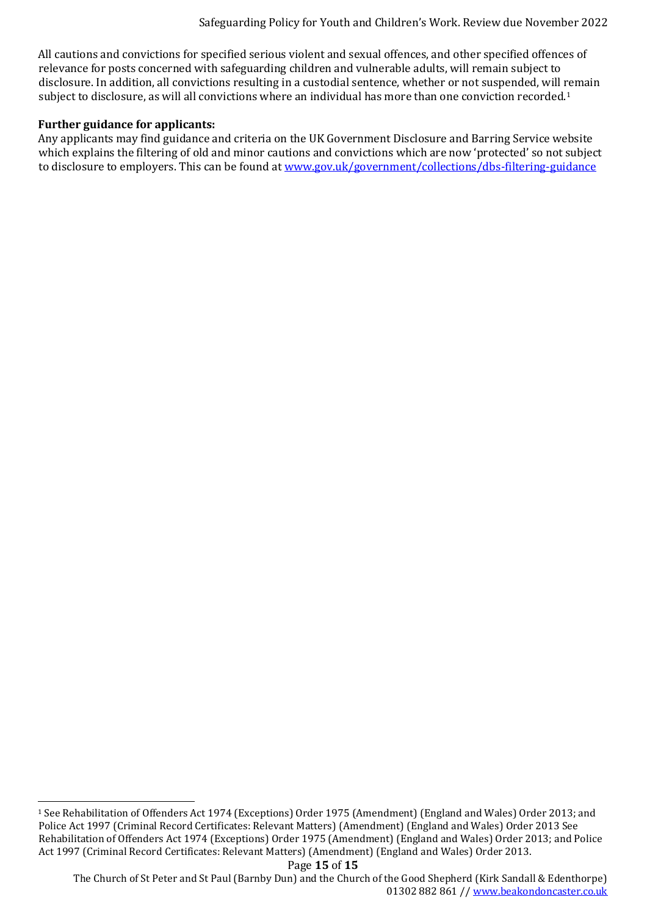All cautions and convictions for specified serious violent and sexual offences, and other specified offences of relevance for posts concerned with safeguarding children and vulnerable adults, will remain subject to disclosure. In addition, all convictions resulting in a custodial sentence, whether or not suspended, will remain subject to disclosure, as will all convictions where an individual has more than one conviction recorded.[1]

**Further guidance for applicants:**

Any applicants may find guidance and criteria on the UK Government Disclosure and Barring Service website which explains the filtering of old and minor cautions and convictions which are now 'protected' so not subject to disclosure to employers. This can be found at [www.gov.uk/government/collections/dbs-filtering-guidance](http://www.gov.uk/government/collections/dbs-filtering-guidance)

[1] See Rehabilitation of Offenders Act 1974 (Exceptions) Order 1975 (Amendment) (England and Wales) Order 2013; and Police Act 1997 (Criminal Record Certificates: Relevant Matters) (Amendment) (England and Wales) Order 2013 See Rehabilitation of Offenders Act 1974 (Exceptions) Order 1975 (Amendment) (England and Wales) Order 2013; and Police Act 1997 (Criminal Record Certificates: Relevant Matters) (Amendment) (England and Wales) Order 2013.